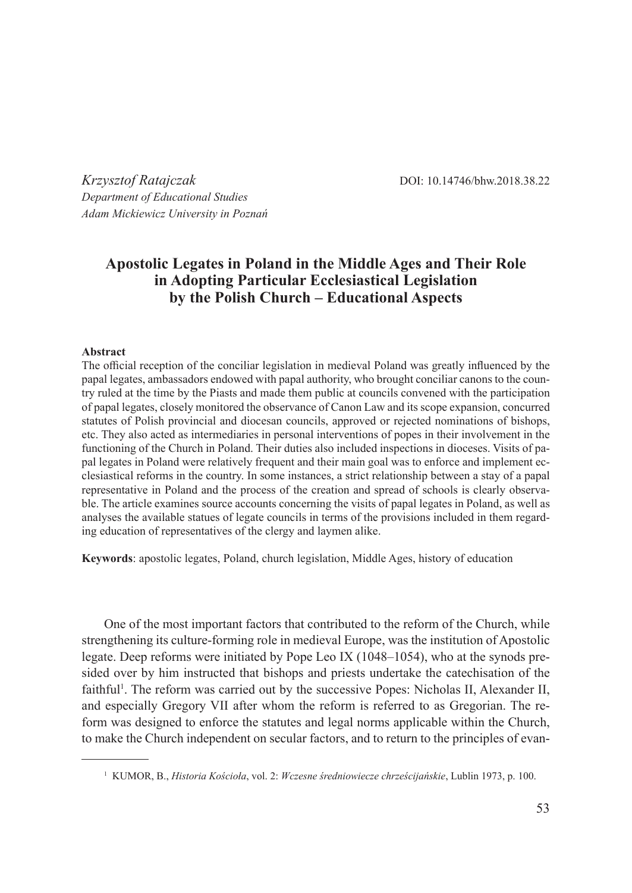*Krzysztof Ratajczak*

DOI: 10.14746/bhw.2018.38.22

*Department of Educational Studies*
*Adam Mickiewicz University in Poznań*

# Apostolic Legates in Poland in the Middle Ages and Their Role in Adopting Particular Ecclesiastical Legislation by the Polish Church – Educational Aspects

**Abstract**

The official reception of the conciliar legislation in medieval Poland was greatly influenced by the papal legates, ambassadors endowed with papal authority, who brought conciliar canons to the country ruled at the time by the Piasts and made them public at councils convened with the participation of papal legates, closely monitored the observance of Canon Law and its scope expansion, concurred statutes of Polish provincial and diocesan councils, approved or rejected nominations of bishops, etc. They also acted as intermediaries in personal interventions of popes in their involvement in the functioning of the Church in Poland. Their duties also included inspections in dioceses. Visits of papal legates in Poland were relatively frequent and their main goal was to enforce and implement ecclesiastical reforms in the country. In some instances, a strict relationship between a stay of a papal representative in Poland and the process of the creation and spread of schools is clearly observable. The article examines source accounts concerning the visits of papal legates in Poland, as well as analyses the available statues of legate councils in terms of the provisions included in them regarding education of representatives of the clergy and laymen alike.

**Keywords**: apostolic legates, Poland, church legislation, Middle Ages, history of education

One of the most important factors that contributed to the reform of the Church, while strengthening its culture-forming role in medieval Europe, was the institution of Apostolic legate. Deep reforms were initiated by Pope Leo IX (1048–1054), who at the synods presided over by him instructed that bishops and priests undertake the catechisation of the faithful[1]. The reform was carried out by the successive Popes: Nicholas II, Alexander II, and especially Gregory VII after whom the reform is referred to as Gregorian. The reform was designed to enforce the statutes and legal norms applicable within the Church, to make the Church independent on secular factors, and to return to the principles of evan-

[1] KUMOR, B., *Historia Kościoła*, vol. 2: *Wczesne średniowiecze chrześcijańskie*, Lublin 1973, p. 100.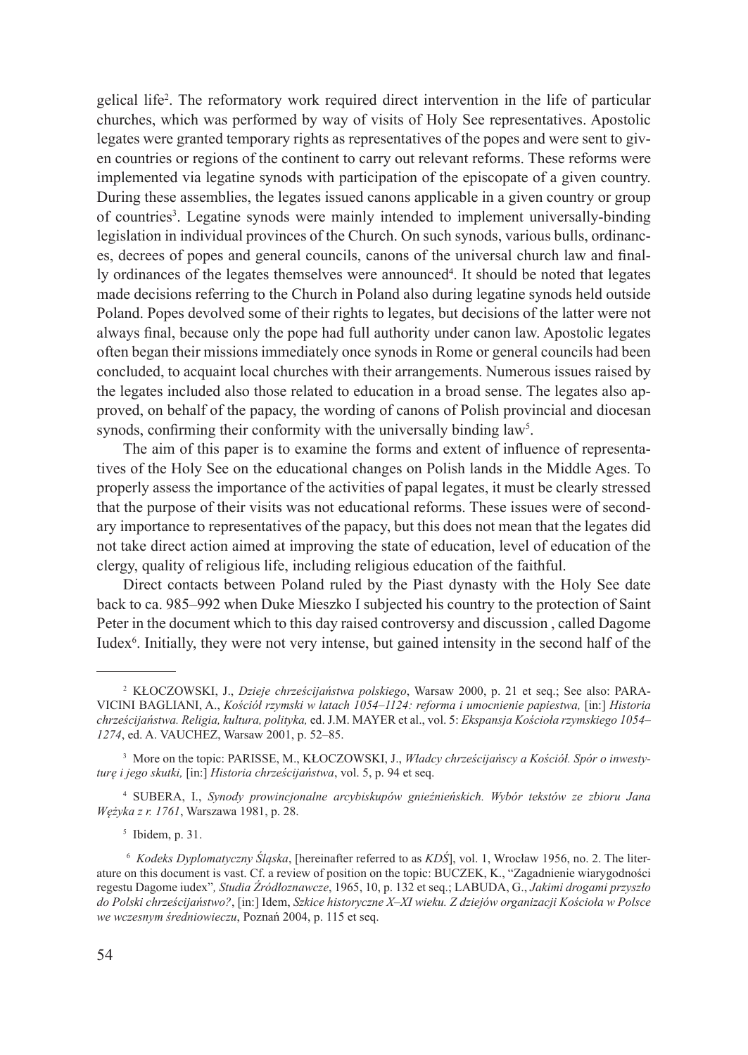gelical life[2]. The reformatory work required direct intervention in the life of particular churches, which was performed by way of visits of Holy See representatives. Apostolic legates were granted temporary rights as representatives of the popes and were sent to given countries or regions of the continent to carry out relevant reforms. These reforms were implemented via legatine synods with participation of the episcopate of a given country. During these assemblies, the legates issued canons applicable in a given country or group of countries[3]. Legatine synods were mainly intended to implement universally-binding legislation in individual provinces of the Church. On such synods, various bulls, ordinances, decrees of popes and general councils, canons of the universal church law and finally ordinances of the legates themselves were announced[4]. It should be noted that legates made decisions referring to the Church in Poland also during legatine synods held outside Poland. Popes devolved some of their rights to legates, but decisions of the latter were not always final, because only the pope had full authority under canon law. Apostolic legates often began their missions immediately once synods in Rome or general councils had been concluded, to acquaint local churches with their arrangements. Numerous issues raised by the legates included also those related to education in a broad sense. The legates also approved, on behalf of the papacy, the wording of canons of Polish provincial and diocesan synods, confirming their conformity with the universally binding law[5].

The aim of this paper is to examine the forms and extent of influence of representatives of the Holy See on the educational changes on Polish lands in the Middle Ages. To properly assess the importance of the activities of papal legates, it must be clearly stressed that the purpose of their visits was not educational reforms. These issues were of secondary importance to representatives of the papacy, but this does not mean that the legates did not take direct action aimed at improving the state of education, level of education of the clergy, quality of religious life, including religious education of the faithful.

Direct contacts between Poland ruled by the Piast dynasty with the Holy See date back to ca. 985–992 when Duke Mieszko I subjected his country to the protection of Saint Peter in the document which to this day raised controversy and discussion , called Dagome Iudex[6]. Initially, they were not very intense, but gained intensity in the second half of the

---

[2] KŁOCZOWSKI, J., *Dzieje chrześcijaństwa polskiego*, Warsaw 2000, p. 21 et seq.; See also: PARAVICINI BAGLIANI, A., *Kościół rzymski w latach 1054–1124: reforma i umocnienie papiestwa,* [in:] *Historia chrześcijaństwa. Religia, kultura, polityka,* ed. J.M. MAYER et al., vol. 5: *Ekspansja Kościoła rzymskiego 1054–1274*, ed. A. VAUCHEZ, Warsaw 2001, p. 52–85.

[3] More on the topic: PARISSE, M., KŁOCZOWSKI, J., *Władcy chrześcijańscy a Kościół. Spór o inwestyturę i jego skutki,* [in:] *Historia chrześcijaństwa*, vol. 5, p. 94 et seq.

[4] SUBERA, I., *Synody prowincjonalne arcybiskupów gnieźnieńskich. Wybór tekstów ze zbioru Jana Wężyka z r. 1761*, Warszawa 1981, p. 28.

[5] Ibidem, p. 31.

[6] *Kodeks Dyplomatyczny Śląska*, [hereinafter referred to as *KDŚ*], vol. 1, Wrocław 1956, no. 2. The literature on this document is vast. Cf. a review of position on the topic: BUCZEK, K., "Zagadnienie wiarygodności regestu Dagome iudex"*, Studia Źródłoznawcze*, 1965, 10, p. 132 et seq.; LABUDA, G., *Jakimi drogami przyszło do Polski chrześcijaństwo?*, [in:] Idem, *Szkice historyczne X–XI wieku. Z dziejów organizacji Kościoła w Polsce we wczesnym średniowieczu*, Poznań 2004, p. 115 et seq.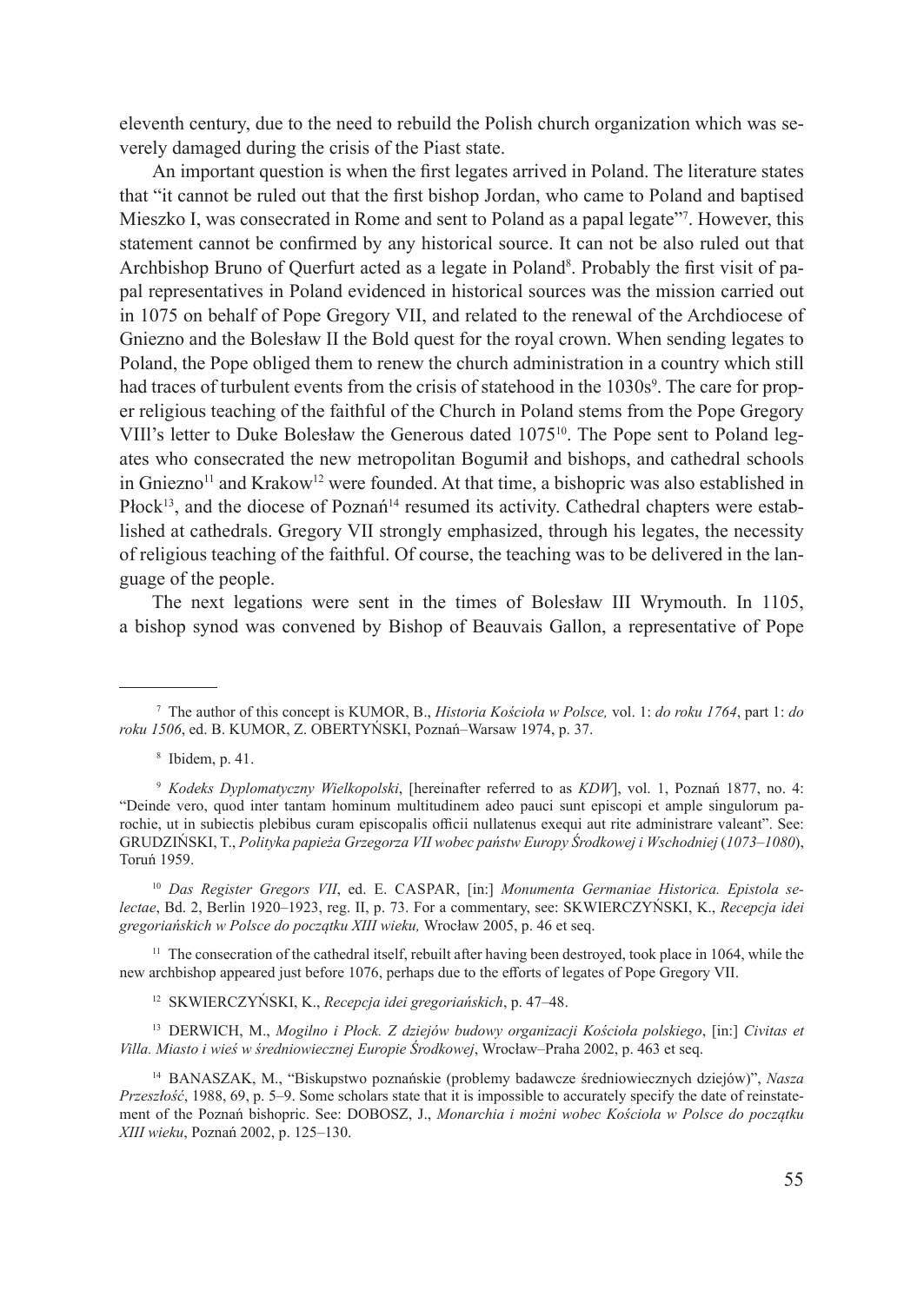eleventh century, due to the need to rebuild the Polish church organization which was severely damaged during the crisis of the Piast state.

An important question is when the first legates arrived in Poland. The literature states that "it cannot be ruled out that the first bishop Jordan, who came to Poland and baptised Mieszko I, was consecrated in Rome and sent to Poland as a papal legate"[7]. However, this statement cannot be confirmed by any historical source. It can not be also ruled out that Archbishop Bruno of Querfurt acted as a legate in Poland[8]. Probably the first visit of papal representatives in Poland evidenced in historical sources was the mission carried out in 1075 on behalf of Pope Gregory VII, and related to the renewal of the Archdiocese of Gniezno and the Bolesław II the Bold quest for the royal crown. When sending legates to Poland, the Pope obliged them to renew the church administration in a country which still had traces of turbulent events from the crisis of statehood in the 1030s[9]. The care for proper religious teaching of the faithful of the Church in Poland stems from the Pope Gregory VIII's letter to Duke Bolesław the Generous dated 1075[10]. The Pope sent to Poland legates who consecrated the new metropolitan Bogumił and bishops, and cathedral schools in Gniezno[11] and Krakow[12] were founded. At that time, a bishopric was also established in Płock[13], and the diocese of Poznań[14] resumed its activity. Cathedral chapters were established at cathedrals. Gregory VII strongly emphasized, through his legates, the necessity of religious teaching of the faithful. Of course, the teaching was to be delivered in the language of the people.

The next legations were sent in the times of Bolesław III Wrymouth. In 1105, a bishop synod was convened by Bishop of Beauvais Gallon, a representative of Pope

---

[7] The author of this concept is KUMOR, B., *Historia Kościoła w Polsce,* vol. 1: *do roku 1764*, part 1: *do roku 1506*, ed. B. KUMOR, Z. OBERTYŃSKI, Poznań–Warsaw 1974, p. 37.

[8] Ibidem, p. 41.

[9] *Kodeks Dyplomatyczny Wielkopolski*, [hereinafter referred to as *KDW*], vol. 1, Poznań 1877, no. 4: "Deinde vero, quod inter tantam hominum multitudinem adeo pauci sunt episcopi et ample singulorum parochie, ut in subiectis plebibus curam episcopalis officii nullatenus exequi aut rite administrare valeant". See: GRUDZIŃSKI, T., *Polityka papieża Grzegorza VII wobec państw Europy Środkowej i Wschodniej* (*1073–1080*), Toruń 1959.

[10] *Das Register Gregors VII*, ed. E. CASPAR, [in:] *Monumenta Germaniae Historica. Epistola selectae*, Bd. 2, Berlin 1920–1923, reg. II, p. 73. For a commentary, see: SKWIERCZYŃSKI, K., *Recepcja idei gregoriańskich w Polsce do początku XIII wieku,* Wrocław 2005, p. 46 et seq.

[11] The consecration of the cathedral itself, rebuilt after having been destroyed, took place in 1064, while the new archbishop appeared just before 1076, perhaps due to the efforts of legates of Pope Gregory VII.

[12] SKWIERCZYŃSKI, K., *Recepcja idei gregoriańskich*, p. 47–48.

[13] DERWICH, M., *Mogilno i Płock. Z dziejów budowy organizacji Kościoła polskiego*, [in:] *Civitas et Villa. Miasto i wieś w średniowiecznej Europie Środkowej*, Wrocław–Praha 2002, p. 463 et seq.

[14] BANASZAK, M., "Biskupstwo poznańskie (problemy badawcze średniowiecznych dziejów)", *Nasza Przeszłość*, 1988, 69, p. 5–9. Some scholars state that it is impossible to accurately specify the date of reinstatement of the Poznań bishopric. See: DOBOSZ, J., *Monarchia i możni wobec Kościoła w Polsce do początku XIII wieku*, Poznań 2002, p. 125–130.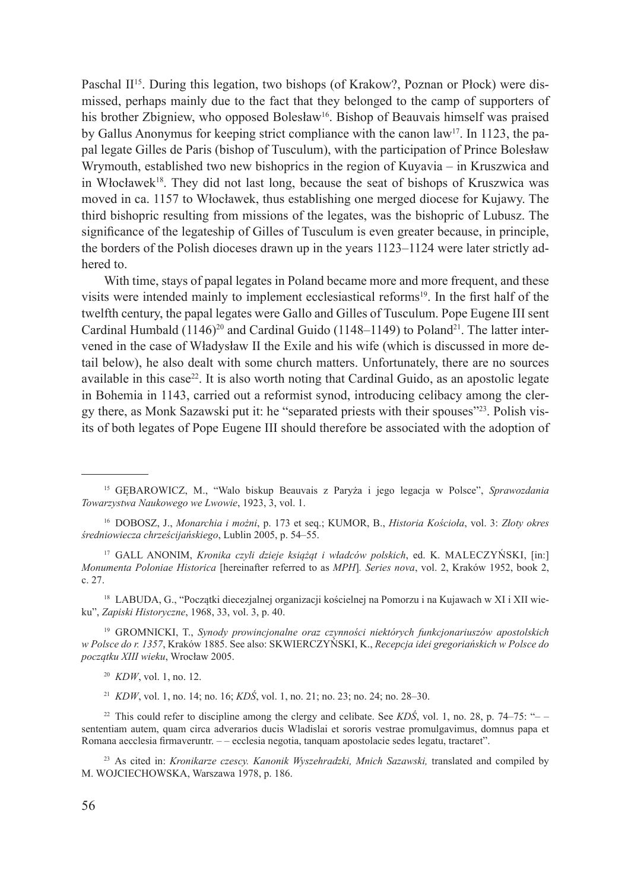Paschal II[15]. During this legation, two bishops (of Krakow?, Poznan or Płock) were dismissed, perhaps mainly due to the fact that they belonged to the camp of supporters of his brother Zbigniew, who opposed Bolesław[16]. Bishop of Beauvais himself was praised by Gallus Anonymus for keeping strict compliance with the canon law[17]. In 1123, the papal legate Gilles de Paris (bishop of Tusculum), with the participation of Prince Bolesław Wrymouth, established two new bishoprics in the region of Kuyavia – in Kruszwica and in Włocławek[18]. They did not last long, because the seat of bishops of Kruszwica was moved in ca. 1157 to Włocławek, thus establishing one merged diocese for Kujawy. The third bishopric resulting from missions of the legates, was the bishopric of Lubusz. The significance of the legateship of Gilles of Tusculum is even greater because, in principle, the borders of the Polish dioceses drawn up in the years 1123–1124 were later strictly adhered to.

With time, stays of papal legates in Poland became more and more frequent, and these visits were intended mainly to implement ecclesiastical reforms[19]. In the first half of the twelfth century, the papal legates were Gallo and Gilles of Tusculum. Pope Eugene III sent Cardinal Humbald (1146)[20] and Cardinal Guido (1148–1149) to Poland[21]. The latter intervened in the case of Władysław II the Exile and his wife (which is discussed in more detail below), he also dealt with some church matters. Unfortunately, there are no sources available in this case[22]. It is also worth noting that Cardinal Guido, as an apostolic legate in Bohemia in 1143, carried out a reformist synod, introducing celibacy among the clergy there, as Monk Sazawski put it: he "separated priests with their spouses"[23]. Polish visits of both legates of Pope Eugene III should therefore be associated with the adoption of

---

[15] GĘBAROWICZ, M., "Walo biskup Beauvais z Paryża i jego legacja w Polsce", *Sprawozdania Towarzystwa Naukowego we Lwowie*, 1923, 3, vol. 1.

[16] DOBOSZ, J., *Monarchia i możni*, p. 173 et seq.; KUMOR, B., *Historia Kościoła*, vol. 3: *Złoty okres średniowiecza chrześcijańskiego*, Lublin 2005, p. 54–55.

[17] GALL ANONIM, *Kronika czyli dzieje książąt i władców polskich*, ed. K. MALECZYŃSKI, [in:] *Monumenta Poloniae Historica* [hereinafter referred to as *MPH*]*. Series nova*, vol. 2, Kraków 1952, book 2, c. 27.

[18] LABUDA, G., "Początki diecezjalnej organizacji kościelnej na Pomorzu i na Kujawach w XI i XII wieku", *Zapiski Historyczne*, 1968, 33, vol. 3, p. 40.

[19] GROMNICKI, T., *Synody prowincjonalne oraz czynności niektórych funkcjonariuszów apostolskich w Polsce do r. 1357*, Kraków 1885. See also: SKWIERCZYŃSKI, K., *Recepcja idei gregoriańskich w Polsce do początku XIII wieku*, Wrocław 2005.

[20] *KDW*, vol. 1, no. 12.

[21] *KDW*, vol. 1, no. 14; no. 16; *KDŚ*, vol. 1, no. 21; no. 23; no. 24; no. 28–30.

[22] This could refer to discipline among the clergy and celibate. See *KDŚ*, vol. 1, no. 28, p. 74–75: "– – sententiam autem, quam circa adverarios ducis Wladislai et sororis vestrae promulgavimus, domnus papa et Romana aecclesia firmaveruntr. – – ecclesia negotia, tanquam apostolacie sedes legatu, tractaret".

[23] As cited in: *Kronikarze czescy. Kanonik Wyszehradzki, Mnich Sazawski,* translated and compiled by M. WOJCIECHOWSKA, Warszawa 1978, p. 186.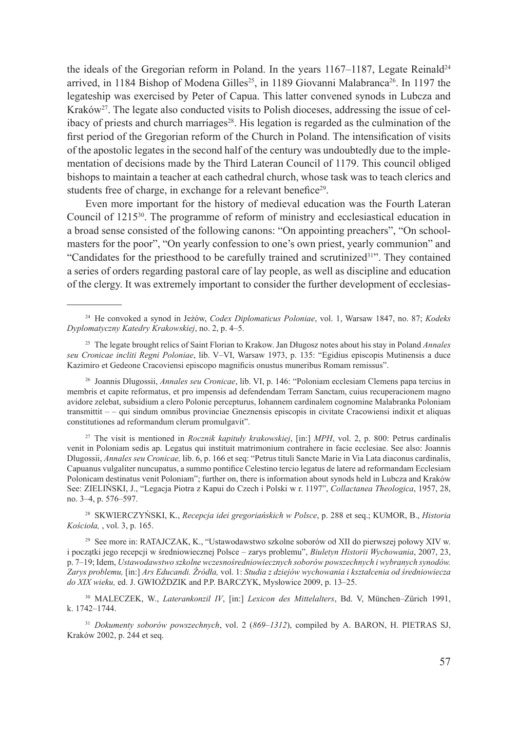the ideals of the Gregorian reform in Poland. In the years 1167–1187, Legate Reinald[24] arrived, in 1184 Bishop of Modena Gilles[25], in 1189 Giovanni Malabranca[26]. In 1197 the legateship was exercised by Peter of Capua. This latter convened synods in Lubcza and Kraków[27]. The legate also conducted visits to Polish dioceses, addressing the issue of celibacy of priests and church marriages[28]. His legation is regarded as the culmination of the first period of the Gregorian reform of the Church in Poland. The intensification of visits of the apostolic legates in the second half of the century was undoubtedly due to the implementation of decisions made by the Third Lateran Council of 1179. This council obliged bishops to maintain a teacher at each cathedral church, whose task was to teach clerics and students free of charge, in exchange for a relevant benefice[29].

Even more important for the history of medieval education was the Fourth Lateran Council of 1215[30]. The programme of reform of ministry and ecclesiastical education in a broad sense consisted of the following canons: "On appointing preachers", "On schoolmasters for the poor", "On yearly confession to one's own priest, yearly communion" and "Candidates for the priesthood to be carefully trained and scrutinized[31]". They contained a series of orders regarding pastoral care of lay people, as well as discipline and education of the clergy. It was extremely important to consider the further development of ecclesias-

---

[24] He convoked a synod in Jeżów, *Codex Diplomaticus Poloniae*, vol. 1, Warsaw 1847, no. 87; *Kodeks Dyplomatyczny Katedry Krakowskiej*, no. 2, p. 4–5.

[25] The legate brought relics of Saint Florian to Krakow. Jan Długosz notes about his stay in Poland *Annales seu Cronicae incliti Regni Poloniae*, lib. V–VI, Warsaw 1973, p. 135: "Egidius episcopis Mutinensis a duce Kazimiro et Gedeone Cracoviensi episcopo magnificis onustus muneribus Romam remissus".

[26] Joannis Dlugossii, *Annales seu Cronicae*, lib. VI, p. 146: "Poloniam ecclesiam Clemens papa tercius in membris et capite reformatus, et pro impensis ad defendendam Terram Sanctam, cuius recuperacionem magno avidore zelebat, subsidium a clero Polonie percepturus, Iohannem cardinalem cognomine Malabranka Poloniam transmittit – – qui sindum omnibus provinciae Gneznensis episcopis in civitate Cracowiensi indixit et aliquas constitutiones ad reformandum clerum promulgavit".

[27] The visit is mentioned in *Rocznik kapituły krakowskiej*, [in:] *MPH*, vol. 2, p. 800: Petrus cardinalis venit in Poloniam sedis ap. Legatus qui instituit matrimonium contrahere in facie ecclesiae. See also: Joannis Dlugossii, *Annales seu Cronicae,* lib. 6, p. 166 et seq: "Petrus tituli Sancte Marie in Via Lata diaconus cardinalis, Capuanus vulgaliter nuncupatus, a summo pontifice Celestino tercio legatus de latere ad reformandam Ecclesiam Polonicam destinatus venit Poloniam"; further on, there is information about synods held in Lubcza and Kraków See: ZIELIŃSKI, J., "Legacja Piotra z Kapui do Czech i Polski w r. 1197", *Collactanea Theologica*, 1957, 28, no. 3–4, p. 576–597.

[28] SKWIERCZYŃSKI, K., *Recepcja idei gregoriańskich w Polsce*, p. 288 et seq.; KUMOR, B., *Historia Kościoła,* , vol. 3, p. 165.

[29] See more in: RATAJCZAK, K., "Ustawodawstwo szkolne soborów od XII do pierwszej połowy XIV w. i początki jego recepcji w średniowiecznej Polsce – zarys problemu", *Biuletyn Historii Wychowania*, 2007, 23, p. 7–19; Idem, *Ustawodawstwo szkolne wczesnośredniowiecznych soborów powszechnych i wybranych synodów. Zarys problemu,* [in:] *Ars Educandi. Źródła,* vol. 1: *Studia z dziejów wychowania i kształcenia od średniowiecza do XIX wieku,* ed. J. GWIOŹDZIK and P.P. BARCZYK, Mysłowice 2009, p. 13–25.

[30] MALECZEK, W., *Laterankonzil IV*, [in:] *Lexicon des Mittelalters*, Bd. V, München–Zürich 1991, k. 1742–1744.

[31] *Dokumenty soborów powszechnych*, vol. 2 (*869–1312*), compiled by A. BARON, H. PIETRAS SJ, Kraków 2002, p. 244 et seq.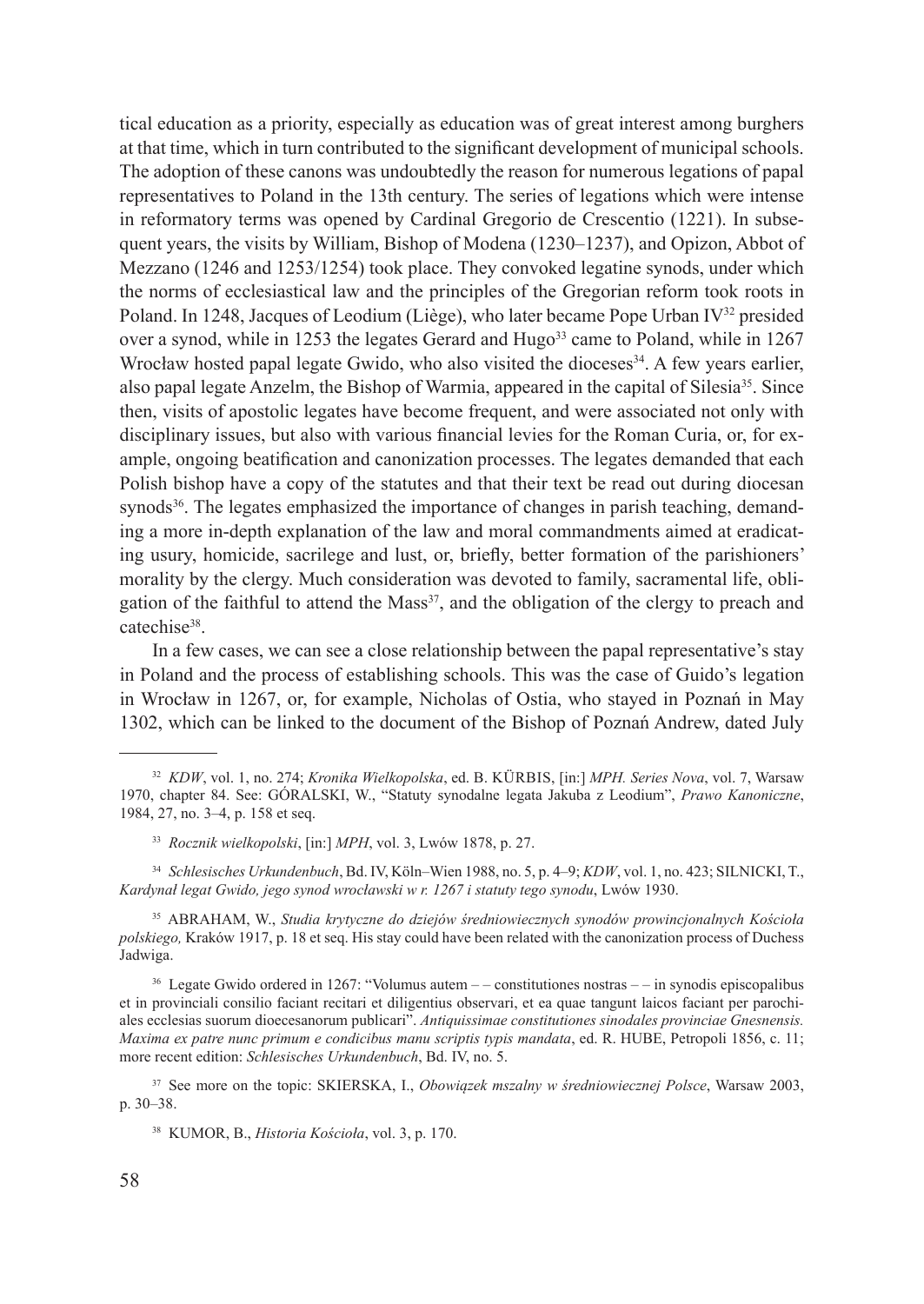tical education as a priority, especially as education was of great interest among burghers at that time, which in turn contributed to the significant development of municipal schools. The adoption of these canons was undoubtedly the reason for numerous legations of papal representatives to Poland in the 13th century. The series of legations which were intense in reformatory terms was opened by Cardinal Gregorio de Crescentio (1221). In subsequent years, the visits by William, Bishop of Modena (1230–1237), and Opizon, Abbot of Mezzano (1246 and 1253/1254) took place. They convoked legatine synods, under which the norms of ecclesiastical law and the principles of the Gregorian reform took roots in Poland. In 1248, Jacques of Leodium (Liège), who later became Pope Urban IV[32] presided over a synod, while in 1253 the legates Gerard and Hugo[33] came to Poland, while in 1267 Wrocław hosted papal legate Gwido, who also visited the dioceses[34]. A few years earlier, also papal legate Anzelm, the Bishop of Warmia, appeared in the capital of Silesia[35]. Since then, visits of apostolic legates have become frequent, and were associated not only with disciplinary issues, but also with various financial levies for the Roman Curia, or, for example, ongoing beatification and canonization processes. The legates demanded that each Polish bishop have a copy of the statutes and that their text be read out during diocesan synods[36]. The legates emphasized the importance of changes in parish teaching, demanding a more in-depth explanation of the law and moral commandments aimed at eradicating usury, homicide, sacrilege and lust, or, briefly, better formation of the parishioners' morality by the clergy. Much consideration was devoted to family, sacramental life, obligation of the faithful to attend the Mass[37], and the obligation of the clergy to preach and catechise[38].

In a few cases, we can see a close relationship between the papal representative's stay in Poland and the process of establishing schools. This was the case of Guido's legation in Wrocław in 1267, or, for example, Nicholas of Ostia, who stayed in Poznań in May 1302, which can be linked to the document of the Bishop of Poznań Andrew, dated July

---

[32] *KDW*, vol. 1, no. 274; *Kronika Wielkopolska*, ed. B. KÜRBIS, [in:] *MPH. Series Nova*, vol. 7, Warsaw 1970, chapter 84. See: GÓRALSKI, W., "Statuty synodalne legata Jakuba z Leodium", *Prawo Kanoniczne*, 1984, 27, no. 3–4, p. 158 et seq.

[33] *Rocznik wielkopolski*, [in:] *MPH*, vol. 3, Lwów 1878, p. 27.

[34] *Schlesisches Urkundenbuch*, Bd. IV, Köln–Wien 1988, no. 5, p. 4–9; *KDW*, vol. 1, no. 423; SILNICKI, T., *Kardynał legat Gwido, jego synod wrocławski w r. 1267 i statuty tego synodu*, Lwów 1930.

[35] ABRAHAM, W., *Studia krytyczne do dziejów średniowiecznych synodów prowincjonalnych Kościoła polskiego,* Kraków 1917, p. 18 et seq. His stay could have been related with the canonization process of Duchess Jadwiga.

[36] Legate Gwido ordered in 1267: "Volumus autem – – constitutiones nostras – – in synodis episcopalibus et in provinciali consilio faciant recitari et diligentius observari, et ea quae tangunt laicos faciant per parochiales ecclesias suorum dioecesanorum publicari". *Antiquissimae constitutiones sinodales provinciae Gnesnensis. Maxima ex patre nunc primum e condicibus manu scriptis typis mandata*, ed. R. HUBE, Petropoli 1856, c. 11; more recent edition: *Schlesisches Urkundenbuch*, Bd. IV, no. 5.

[37] See more on the topic: SKIERSKA, I., *Obowiązek mszalny w średniowiecznej Polsce*, Warsaw 2003, p. 30–38.

[38] KUMOR, B., *Historia Kościoła*, vol. 3, p. 170.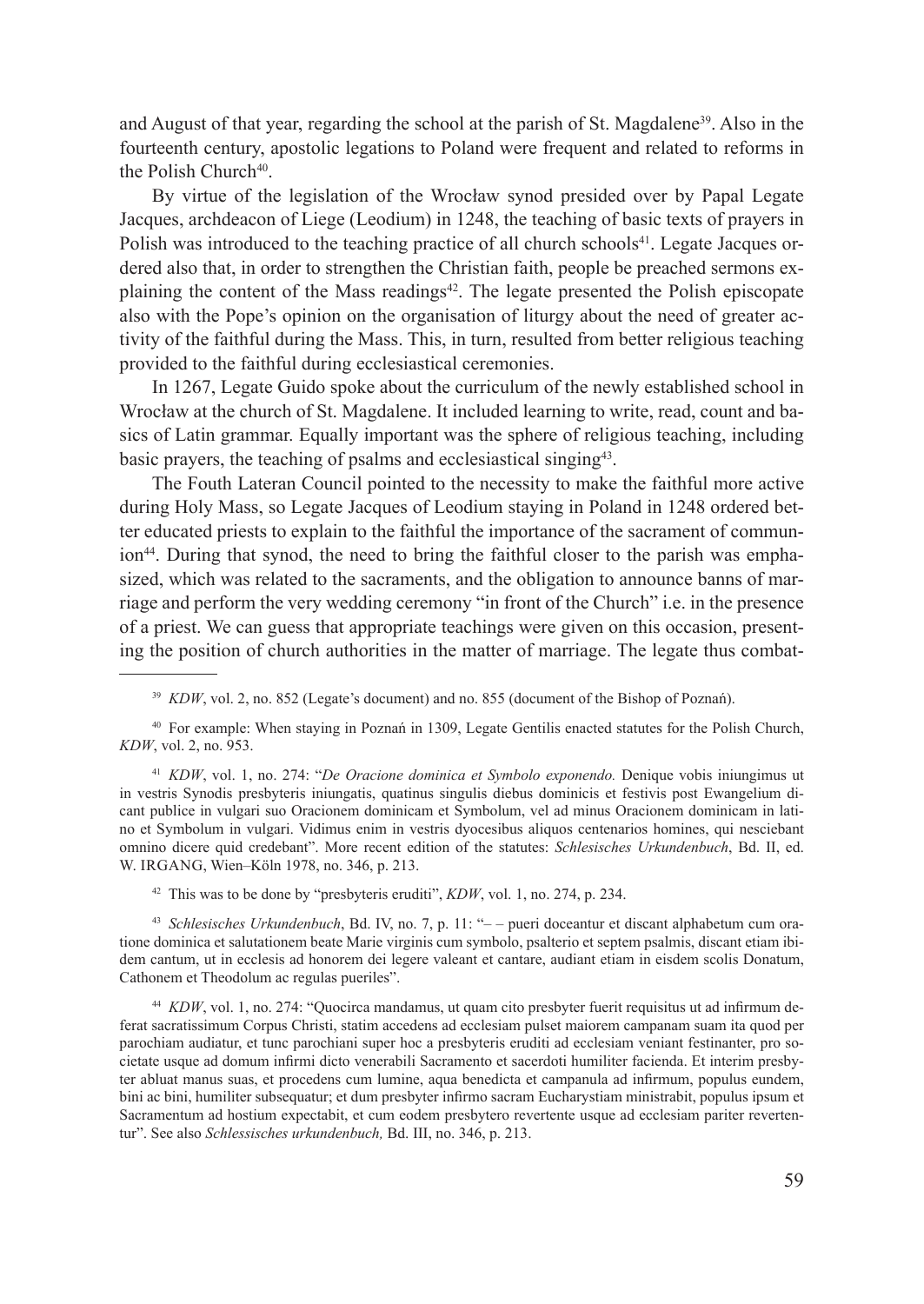and August of that year, regarding the school at the parish of St. Magdalene[39]. Also in the fourteenth century, apostolic legations to Poland were frequent and related to reforms in the Polish Church[40].

By virtue of the legislation of the Wrocław synod presided over by Papal Legate Jacques, archdeacon of Liege (Leodium) in 1248, the teaching of basic texts of prayers in Polish was introduced to the teaching practice of all church schools[41]. Legate Jacques ordered also that, in order to strengthen the Christian faith, people be preached sermons explaining the content of the Mass readings[42]. The legate presented the Polish episcopate also with the Pope's opinion on the organisation of liturgy about the need of greater activity of the faithful during the Mass. This, in turn, resulted from better religious teaching provided to the faithful during ecclesiastical ceremonies.

In 1267, Legate Guido spoke about the curriculum of the newly established school in Wrocław at the church of St. Magdalene. It included learning to write, read, count and basics of Latin grammar. Equally important was the sphere of religious teaching, including basic prayers, the teaching of psalms and ecclesiastical singing[43].

The Fouth Lateran Council pointed to the necessity to make the faithful more active during Holy Mass, so Legate Jacques of Leodium staying in Poland in 1248 ordered better educated priests to explain to the faithful the importance of the sacrament of communion[44]. During that synod, the need to bring the faithful closer to the parish was emphasized, which was related to the sacraments, and the obligation to announce banns of marriage and perform the very wedding ceremony "in front of the Church" i.e. in the presence of a priest. We can guess that appropriate teachings were given on this occasion, presenting the position of church authorities in the matter of marriage. The legate thus combat-

---

[39] *KDW*, vol. 2, no. 852 (Legate's document) and no. 855 (document of the Bishop of Poznań).

[40] For example: When staying in Poznań in 1309, Legate Gentilis enacted statutes for the Polish Church, *KDW*, vol. 2, no. 953.

[41] *KDW*, vol. 1, no. 274: "*De Oracione dominica et Symbolo exponendo.* Denique vobis iniungimus ut in vestris Synodis presbyteris iniungatis, quatinus singulis diebus dominicis et festivis post Ewangelium dicant publice in vulgari suo Oracionem dominicam et Symbolum, vel ad minus Oracionem dominicam in latino et Symbolum in vulgari. Vidimus enim in vestris dyocesibus aliquos centenarios homines, qui nesciebant omnino dicere quid credebant". More recent edition of the statutes: *Schlesisches Urkundenbuch*, Bd. II, ed. W. IRGANG, Wien–Köln 1978, no. 346, p. 213.

[42] This was to be done by "presbyteris eruditi", *KDW*, vol. 1, no. 274, p. 234.

[43] *Schlesisches Urkundenbuch*, Bd. IV, no. 7, p. 11: "– – pueri doceantur et discant alphabetum cum oratione dominica et salutationem beate Marie virginis cum symbolo, psalterio et septem psalmis, discant etiam ibidem cantum, ut in ecclesis ad honorem dei legere valeant et cantare, audiant etiam in eisdem scolis Donatum, Cathonem et Theodolum ac regulas pueriles".

[44] *KDW*, vol. 1, no. 274: "Quocirca mandamus, ut quam cito presbyter fuerit requisitus ut ad infirmum deferat sacratissimum Corpus Christi, statim accedens ad ecclesiam pulset maiorem campanam suam ita quod per parochiam audiatur, et tunc parochiani super hoc a presbyteris eruditi ad ecclesiam veniant festinanter, pro societate usque ad domum infirmi dicto venerabili Sacramento et sacerdoti humiliter facienda. Et interim presbyter abluat manus suas, et procedens cum lumine, aqua benedicta et campanula ad infirmum, populus eundem, bini ac bini, humiliter subsequatur; et dum presbyter infirmo sacram Eucharystiam ministrabit, populus ipsum et Sacramentum ad hostium expectabit, et cum eodem presbytero revertente usque ad ecclesiam pariter revertentur". See also *Schlessisches urkundenbuch,* Bd. III, no. 346, p. 213.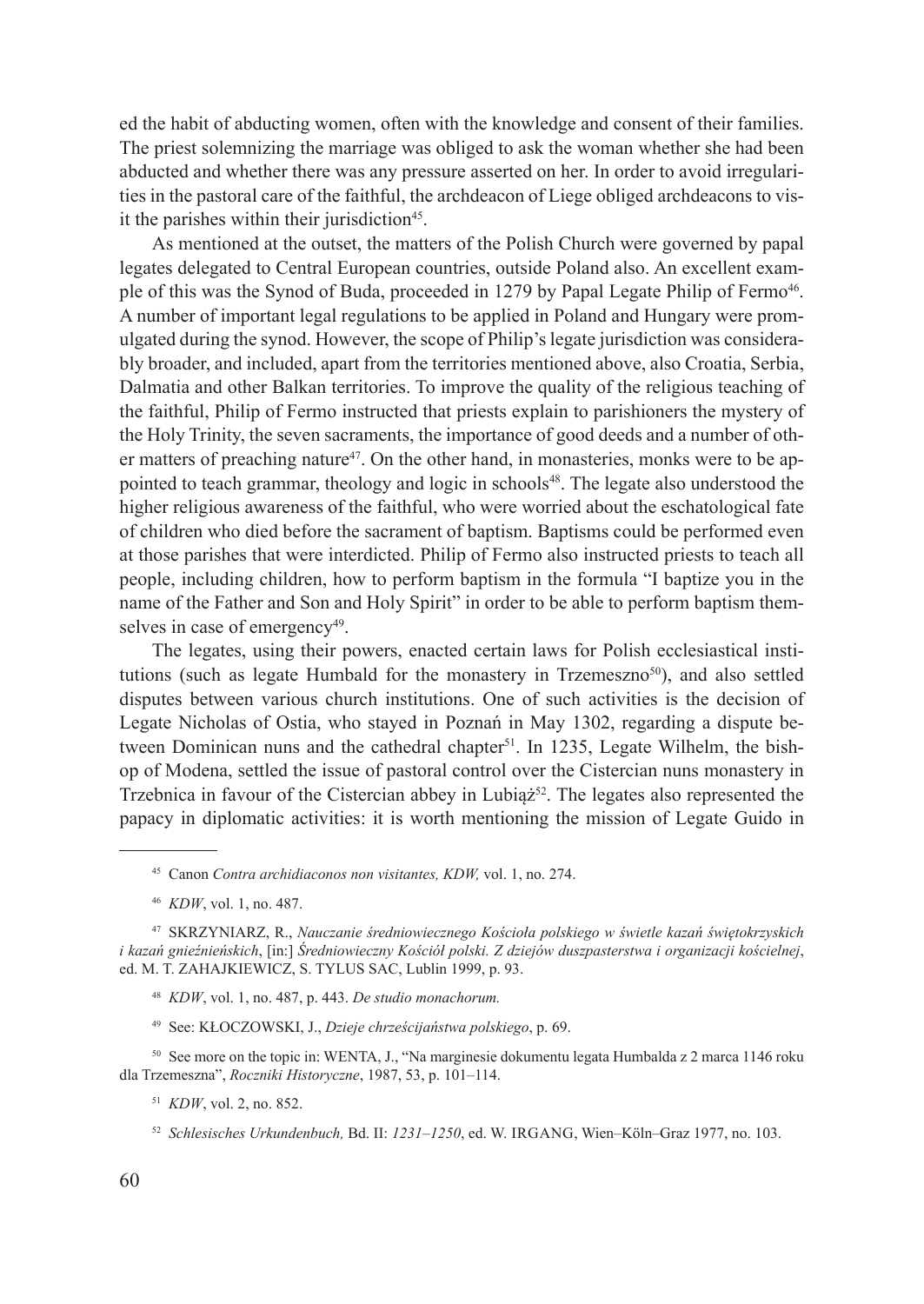ed the habit of abducting women, often with the knowledge and consent of their families. The priest solemnizing the marriage was obliged to ask the woman whether she had been abducted and whether there was any pressure asserted on her. In order to avoid irregularities in the pastoral care of the faithful, the archdeacon of Liege obliged archdeacons to visit the parishes within their jurisdiction[45].

As mentioned at the outset, the matters of the Polish Church were governed by papal legates delegated to Central European countries, outside Poland also. An excellent example of this was the Synod of Buda, proceeded in 1279 by Papal Legate Philip of Fermo[46]. A number of important legal regulations to be applied in Poland and Hungary were promulgated during the synod. However, the scope of Philip's legate jurisdiction was considerably broader, and included, apart from the territories mentioned above, also Croatia, Serbia, Dalmatia and other Balkan territories. To improve the quality of the religious teaching of the faithful, Philip of Fermo instructed that priests explain to parishioners the mystery of the Holy Trinity, the seven sacraments, the importance of good deeds and a number of other matters of preaching nature[47]. On the other hand, in monasteries, monks were to be appointed to teach grammar, theology and logic in schools[48]. The legate also understood the higher religious awareness of the faithful, who were worried about the eschatological fate of children who died before the sacrament of baptism. Baptisms could be performed even at those parishes that were interdicted. Philip of Fermo also instructed priests to teach all people, including children, how to perform baptism in the formula "I baptize you in the name of the Father and Son and Holy Spirit" in order to be able to perform baptism themselves in case of emergency[49].

The legates, using their powers, enacted certain laws for Polish ecclesiastical institutions (such as legate Humbald for the monastery in Trzemeszno[50]), and also settled disputes between various church institutions. One of such activities is the decision of Legate Nicholas of Ostia, who stayed in Poznań in May 1302, regarding a dispute between Dominican nuns and the cathedral chapter[51]. In 1235, Legate Wilhelm, the bishop of Modena, settled the issue of pastoral control over the Cistercian nuns monastery in Trzebnica in favour of the Cistercian abbey in Lubiąż[52]. The legates also represented the papacy in diplomatic activities: it is worth mentioning the mission of Legate Guido in

---

[45] Canon *Contra archidiaconos non visitantes, KDW,* vol. 1, no. 274.

[46] *KDW*, vol. 1, no. 487.

[47] SKRZYNIARZ, R., *Nauczanie średniowiecznego Kościoła polskiego w świetle kazań świętokrzyskich i kazań gnieźnieńskich*, [in:] *Średniowieczny Kościół polski. Z dziejów duszpasterstwa i organizacji kościelnej*, ed. M. T. ZAHAJKIEWICZ, S. TYLUS SAC, Lublin 1999, p. 93.

[48] *KDW*, vol. 1, no. 487, p. 443. *De studio monachorum.*

[49] See: KŁOCZOWSKI, J., *Dzieje chrześcijaństwa polskiego*, p. 69.

[50] See more on the topic in: WENTA, J., "Na marginesie dokumentu legata Humbalda z 2 marca 1146 roku dla Trzemeszna", *Roczniki Historyczne*, 1987, 53, p. 101–114.

[51] *KDW*, vol. 2, no. 852.

[52] *Schlesisches Urkundenbuch,* Bd. II: *1231–1250*, ed. W. IRGANG, Wien–Köln–Graz 1977, no. 103.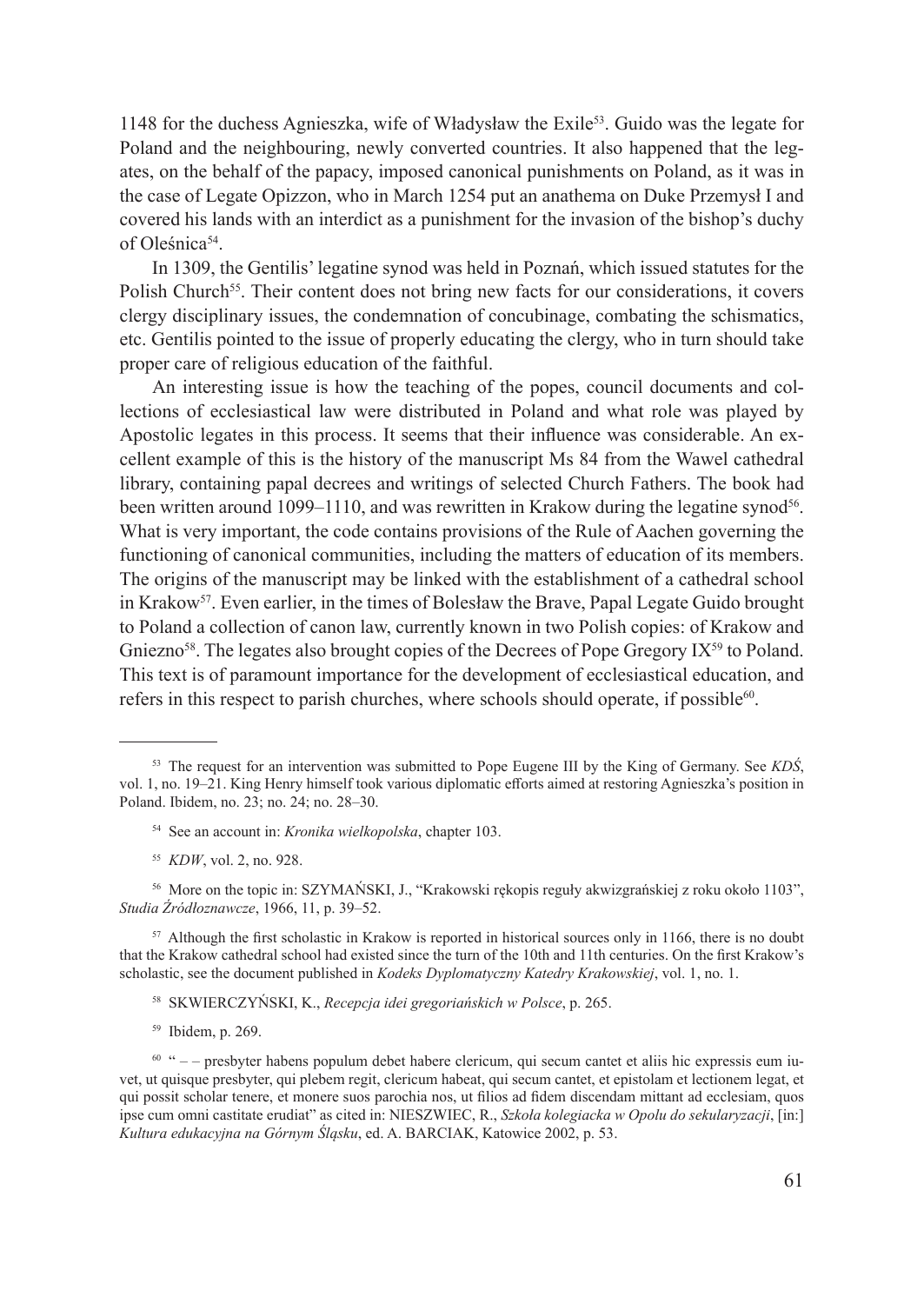1148 for the duchess Agnieszka, wife of Władysław the Exile[53]. Guido was the legate for Poland and the neighbouring, newly converted countries. It also happened that the legates, on the behalf of the papacy, imposed canonical punishments on Poland, as it was in the case of Legate Opizzon, who in March 1254 put an anathema on Duke Przemysł I and covered his lands with an interdict as a punishment for the invasion of the bishop's duchy of Oleśnica[54].

In 1309, the Gentilis' legatine synod was held in Poznań, which issued statutes for the Polish Church[55]. Their content does not bring new facts for our considerations, it covers clergy disciplinary issues, the condemnation of concubinage, combating the schismatics, etc. Gentilis pointed to the issue of properly educating the clergy, who in turn should take proper care of religious education of the faithful.

An interesting issue is how the teaching of the popes, council documents and collections of ecclesiastical law were distributed in Poland and what role was played by Apostolic legates in this process. It seems that their influence was considerable. An excellent example of this is the history of the manuscript Ms 84 from the Wawel cathedral library, containing papal decrees and writings of selected Church Fathers. The book had been written around 1099–1110, and was rewritten in Krakow during the legatine synod[56]. What is very important, the code contains provisions of the Rule of Aachen governing the functioning of canonical communities, including the matters of education of its members. The origins of the manuscript may be linked with the establishment of a cathedral school in Krakow[57]. Even earlier, in the times of Bolesław the Brave, Papal Legate Guido brought to Poland a collection of canon law, currently known in two Polish copies: of Krakow and Gniezno[58]. The legates also brought copies of the Decrees of Pope Gregory IX[59] to Poland. This text is of paramount importance for the development of ecclesiastical education, and refers in this respect to parish churches, where schools should operate, if possible[60].

---

[53] The request for an intervention was submitted to Pope Eugene III by the King of Germany. See *KDŚ*, vol. 1, no. 19–21. King Henry himself took various diplomatic efforts aimed at restoring Agnieszka's position in Poland. Ibidem, no. 23; no. 24; no. 28–30.

[54] See an account in: *Kronika wielkopolska*, chapter 103.

[55] *KDW*, vol. 2, no. 928.

[56] More on the topic in: SZYMAŃSKI, J., "Krakowski rękopis reguły akwizgrańskiej z roku około 1103", *Studia Źródłoznawcze*, 1966, 11, p. 39–52.

[57] Although the first scholastic in Krakow is reported in historical sources only in 1166, there is no doubt that the Krakow cathedral school had existed since the turn of the 10th and 11th centuries. On the first Krakow's scholastic, see the document published in *Kodeks Dyplomatyczny Katedry Krakowskiej*, vol. 1, no. 1.

[58] SKWIERCZYŃSKI, K., *Recepcja idei gregoriańskich w Polsce*, p. 265.

[59] Ibidem, p. 269.

[60] " – – presbyter habens populum debet habere clericum, qui secum cantet et aliis hic expressis eum iuvet, ut quisque presbyter, qui plebem regit, clericum habeat, qui secum cantet, et epistolam et lectionem legat, et qui possit scholar tenere, et monere suos parochia nos, ut filios ad fidem discendam mittant ad ecclesiam, quos ipse cum omni castitate erudiat" as cited in: NIESZWIEC, R., *Szkoła kolegiacka w Opolu do sekularyzacji*, [in:] *Kultura edukacyjna na Górnym Śląsku*, ed. A. BARCIAK, Katowice 2002, p. 53.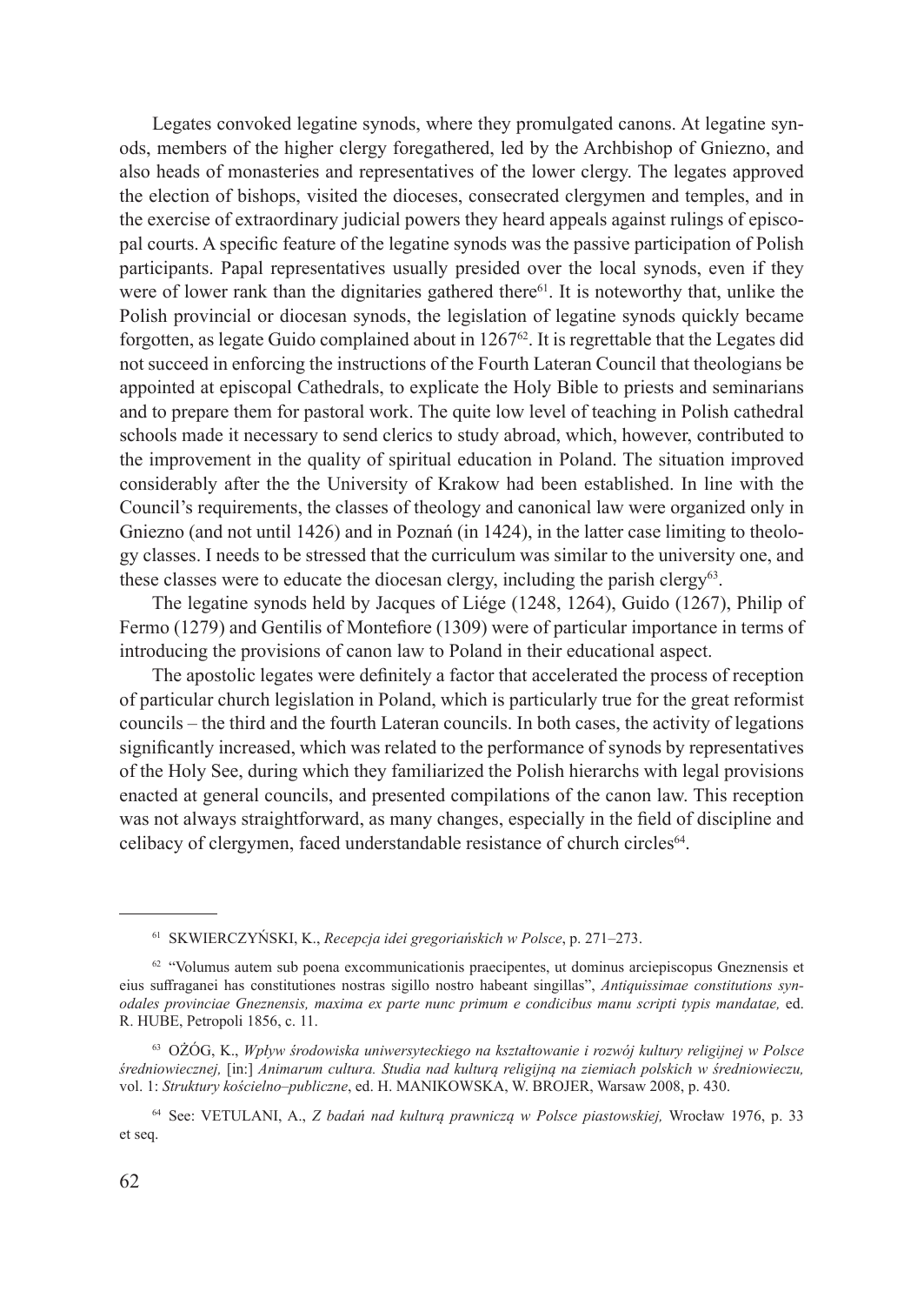Legates convoked legatine synods, where they promulgated canons. At legatine synods, members of the higher clergy foregathered, led by the Archbishop of Gniezno, and also heads of monasteries and representatives of the lower clergy. The legates approved the election of bishops, visited the dioceses, consecrated clergymen and temples, and in the exercise of extraordinary judicial powers they heard appeals against rulings of episcopal courts. A specific feature of the legatine synods was the passive participation of Polish participants. Papal representatives usually presided over the local synods, even if they were of lower rank than the dignitaries gathered there[61]. It is noteworthy that, unlike the Polish provincial or diocesan synods, the legislation of legatine synods quickly became forgotten, as legate Guido complained about in 1267[62]. It is regrettable that the Legates did not succeed in enforcing the instructions of the Fourth Lateran Council that theologians be appointed at episcopal Cathedrals, to explicate the Holy Bible to priests and seminarians and to prepare them for pastoral work. The quite low level of teaching in Polish cathedral schools made it necessary to send clerics to study abroad, which, however, contributed to the improvement in the quality of spiritual education in Poland. The situation improved considerably after the the University of Krakow had been established. In line with the Council's requirements, the classes of theology and canonical law were organized only in Gniezno (and not until 1426) and in Poznań (in 1424), in the latter case limiting to theology classes. I needs to be stressed that the curriculum was similar to the university one, and these classes were to educate the diocesan clergy, including the parish clergy[63].

The legatine synods held by Jacques of Liége (1248, 1264), Guido (1267), Philip of Fermo (1279) and Gentilis of Montefiore (1309) were of particular importance in terms of introducing the provisions of canon law to Poland in their educational aspect.

The apostolic legates were definitely a factor that accelerated the process of reception of particular church legislation in Poland, which is particularly true for the great reformist councils – the third and the fourth Lateran councils. In both cases, the activity of legations significantly increased, which was related to the performance of synods by representatives of the Holy See, during which they familiarized the Polish hierarchs with legal provisions enacted at general councils, and presented compilations of the canon law. This reception was not always straightforward, as many changes, especially in the field of discipline and celibacy of clergymen, faced understandable resistance of church circles[64].

---

[61] SKWIERCZYŃSKI, K., *Recepcja idei gregoriańskich w Polsce*, p. 271–273.

[62] "Volumus autem sub poena excommunicationis praecipentes, ut dominus arciepiscopus Gneznensis et eius suffraganei has constitutiones nostras sigillo nostro habeant singillas", *Antiquissimae constitutions synodales provinciae Gneznensis, maxima ex parte nunc primum e condicibus manu scripti typis mandatae,* ed. R. HUBE, Petropoli 1856, c. 11.

[63] OŻÓG, K., *Wpływ środowiska uniwersyteckiego na kształtowanie i rozwój kultury religijnej w Polsce średniowiecznej,* [in:] *Animarum cultura. Studia nad kulturą religijną na ziemiach polskich w średniowieczu,* vol. 1: *Struktury kościelno–publiczne*, ed. H. MANIKOWSKA, W. BROJER, Warsaw 2008, p. 430.

[64] See: VETULANI, A., *Z badań nad kulturą prawniczą w Polsce piastowskiej,* Wrocław 1976, p. 33 et seq.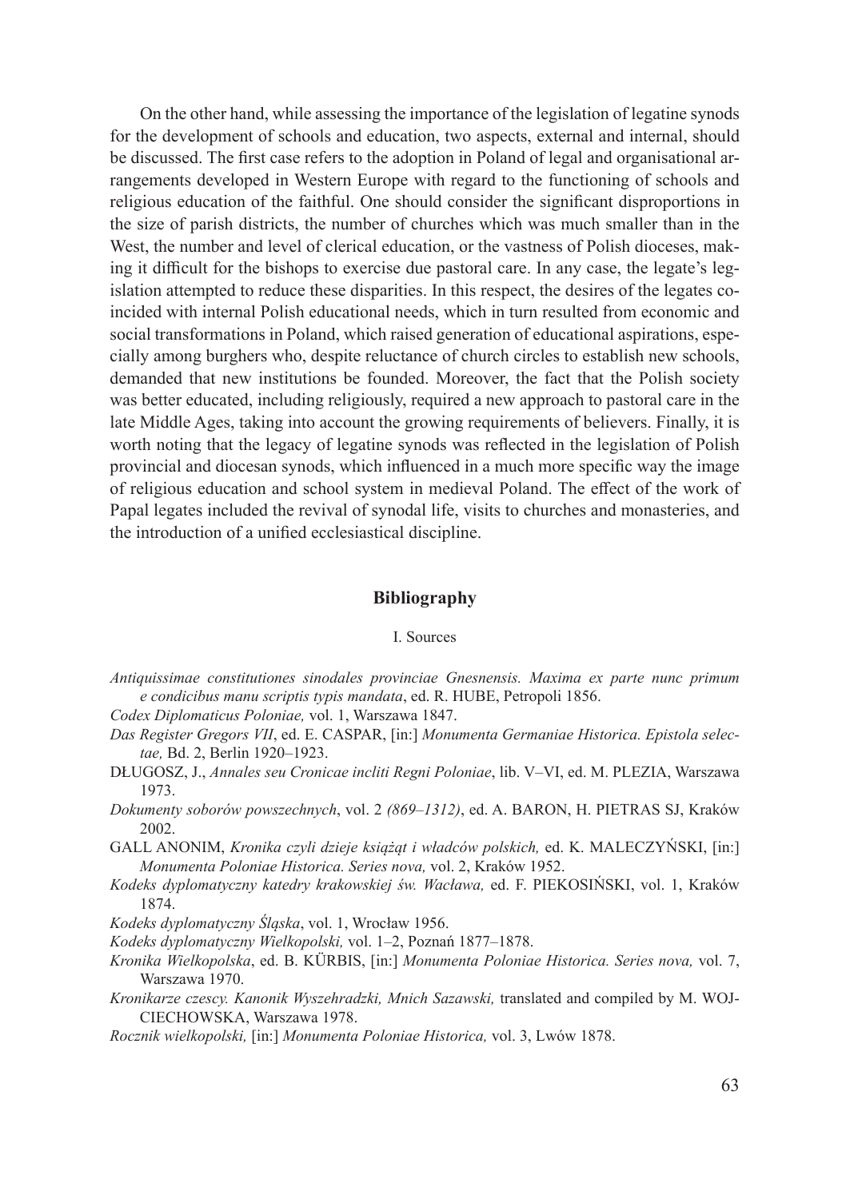On the other hand, while assessing the importance of the legislation of legatine synods for the development of schools and education, two aspects, external and internal, should be discussed. The first case refers to the adoption in Poland of legal and organisational arrangements developed in Western Europe with regard to the functioning of schools and religious education of the faithful. One should consider the significant disproportions in the size of parish districts, the number of churches which was much smaller than in the West, the number and level of clerical education, or the vastness of Polish dioceses, making it difficult for the bishops to exercise due pastoral care. In any case, the legate's legislation attempted to reduce these disparities. In this respect, the desires of the legates coincided with internal Polish educational needs, which in turn resulted from economic and social transformations in Poland, which raised generation of educational aspirations, especially among burghers who, despite reluctance of church circles to establish new schools, demanded that new institutions be founded. Moreover, the fact that the Polish society was better educated, including religiously, required a new approach to pastoral care in the late Middle Ages, taking into account the growing requirements of believers. Finally, it is worth noting that the legacy of legatine synods was reflected in the legislation of Polish provincial and diocesan synods, which influenced in a much more specific way the image of religious education and school system in medieval Poland. The effect of the work of Papal legates included the revival of synodal life, visits to churches and monasteries, and the introduction of a unified ecclesiastical discipline.

## Bibliography

### I. Sources

*Antiquissimae constitutiones sinodales provinciae Gnesnensis. Maxima ex parte nunc primum e condicibus manu scriptis typis mandata*, ed. R. HUBE, Petropoli 1856.

*Codex Diplomaticus Poloniae,* vol. 1, Warszawa 1847.

*Das Register Gregors VII*, ed. E. CASPAR, [in:] *Monumenta Germaniae Historica. Epistola selectae,* Bd. 2, Berlin 1920–1923.

DŁUGOSZ, J., *Annales seu Cronicae incliti Regni Poloniae*, lib. V–VI, ed. M. PLEZIA, Warszawa 1973.

*Dokumenty soborów powszechnych*, vol. 2 *(869–1312)*, ed. A. BARON, H. PIETRAS SJ, Kraków 2002.

GALL ANONIM, *Kronika czyli dzieje książąt i władców polskich,* ed. K. MALECZYŃSKI, [in:] *Monumenta Poloniae Historica. Series nova,* vol. 2, Kraków 1952.

*Kodeks dyplomatyczny katedry krakowskiej św. Wacława,* ed. F. PIEKOSIŃSKI, vol. 1, Kraków 1874.

*Kodeks dyplomatyczny Śląska*, vol. 1, Wrocław 1956.

*Kodeks dyplomatyczny Wielkopolski,* vol. 1–2, Poznań 1877–1878.

*Kronika Wielkopolska*, ed. B. KÜRBIS, [in:] *Monumenta Poloniae Historica. Series nova,* vol. 7, Warszawa 1970.

*Kronikarze czescy. Kanonik Wyszehradzki, Mnich Sazawski,* translated and compiled by M. WOJCIECHOWSKA, Warszawa 1978.

*Rocznik wielkopolski,* [in:] *Monumenta Poloniae Historica,* vol. 3, Lwów 1878.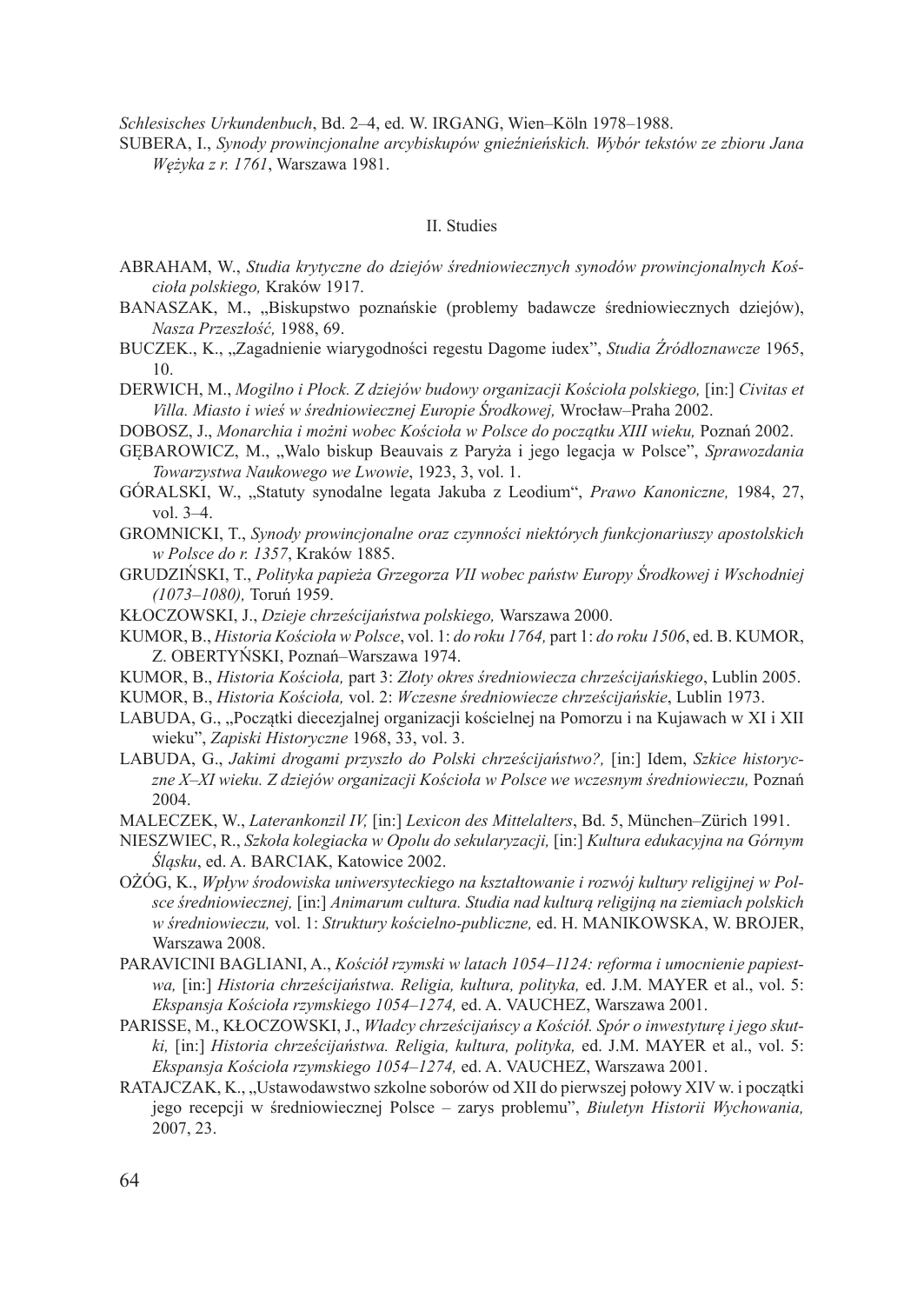*Schlesisches Urkundenbuch*, Bd. 2–4, ed. W. IRGANG, Wien–Köln 1978–1988.

SUBERA, I., *Synody prowincjonalne arcybiskupów gnieźnieńskich. Wybór tekstów ze zbioru Jana Wężyka z r. 1761*, Warszawa 1981.

## II. Studies

ABRAHAM, W., *Studia krytyczne do dziejów średniowiecznych synodów prowincjonalnych Kościoła polskiego,* Kraków 1917.

BANASZAK, M., „Biskupstwo poznańskie (problemy badawcze średniowiecznych dziejów), *Nasza Przeszłość,* 1988, 69.

BUCZEK., K., „Zagadnienie wiarygodności regestu Dagome iudex", *Studia Źródłoznawcze* 1965, 10.

DERWICH, M., *Mogilno i Płock. Z dziejów budowy organizacji Kościoła polskiego,* [in:] *Civitas et Villa. Miasto i wieś w średniowiecznej Europie Środkowej,* Wrocław–Praha 2002.

DOBOSZ, J., *Monarchia i możni wobec Kościoła w Polsce do początku XIII wieku,* Poznań 2002.

GĘBAROWICZ, M., „Walo biskup Beauvais z Paryża i jego legacja w Polsce", *Sprawozdania Towarzystwa Naukowego we Lwowie*, 1923, 3, vol. 1.

GÓRALSKI, W., „Statuty synodalne legata Jakuba z Leodium", *Prawo Kanoniczne,* 1984, 27, vol. 3–4.

GROMNICKI, T., *Synody prowincjonalne oraz czynności niektórych funkcjonariuszy apostolskich w Polsce do r. 1357*, Kraków 1885.

GRUDZIŃSKI, T., *Polityka papieża Grzegorza VII wobec państw Europy Środkowej i Wschodniej (1073–1080),* Toruń 1959.

KŁOCZOWSKI, J., *Dzieje chrześcijaństwa polskiego,* Warszawa 2000.

KUMOR, B., *Historia Kościoła w Polsce*, vol. 1: *do roku 1764,* part 1: *do roku 1506*, ed. B. KUMOR, Z. OBERTYŃSKI, Poznań–Warszawa 1974.

KUMOR, B., *Historia Kościoła,* part 3: *Złoty okres średniowiecza chrześcijańskiego*, Lublin 2005.

KUMOR, B., *Historia Kościoła,* vol. 2: *Wczesne średniowiecze chrześcijańskie*, Lublin 1973.

LABUDA, G., „Początki diecezjalnej organizacji kościelnej na Pomorzu i na Kujawach w XI i XII wieku", *Zapiski Historyczne* 1968, 33, vol. 3.

LABUDA, G., *Jakimi drogami przyszło do Polski chrześcijaństwo?,* [in:] Idem, *Szkice historyczne X–XI wieku. Z dziejów organizacji Kościoła w Polsce we wczesnym średniowieczu,* Poznań 2004.

MALECZEK, W., *Laterankonzil IV,* [in:] *Lexicon des Mittelalters*, Bd. 5, München–Zürich 1991.

NIESZWIEC, R., *Szkoła kolegiacka w Opolu do sekularyzacji,* [in:] *Kultura edukacyjna na Górnym Śląsku*, ed. A. BARCIAK, Katowice 2002.

OŻÓG, K., *Wpływ środowiska uniwersyteckiego na kształtowanie i rozwój kultury religijnej w Polsce średniowiecznej,* [in:] *Animarum cultura. Studia nad kulturą religijną na ziemiach polskich w średniowieczu,* vol. 1: *Struktury kościelno-publiczne,* ed. H. MANIKOWSKA, W. BROJER, Warszawa 2008.

PARAVICINI BAGLIANI, A., *Kościół rzymski w latach 1054–1124: reforma i umocnienie papiestwa,* [in:] *Historia chrześcijaństwa. Religia, kultura, polityka,* ed. J.M. MAYER et al., vol. 5: *Ekspansja Kościoła rzymskiego 1054–1274,* ed. A. VAUCHEZ, Warszawa 2001.

PARISSE, M., KŁOCZOWSKI, J., *Władcy chrześcijańscy a Kościół. Spór o inwestyturę i jego skutki,* [in:] *Historia chrześcijaństwa. Religia, kultura, polityka,* ed. J.M. MAYER et al., vol. 5: *Ekspansja Kościoła rzymskiego 1054–1274,* ed. A. VAUCHEZ, Warszawa 2001.

RATAJCZAK, K., „Ustawodawstwo szkolne soborów od XII do pierwszej połowy XIV w. i początki jego recepcji w średniowiecznej Polsce – zarys problemu", *Biuletyn Historii Wychowania,* 2007, 23.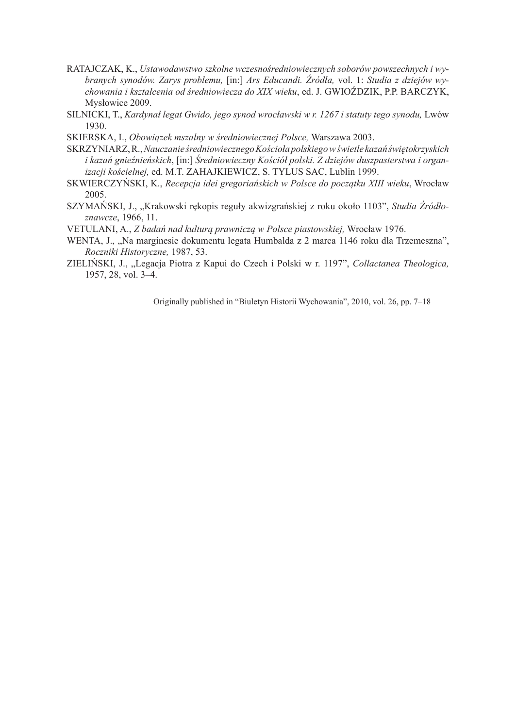RATAJCZAK, K., *Ustawodawstwo szkolne wczesnośredniowiecznych soborów powszechnych i wybranych synodów. Zarys problemu,* [in:] *Ars Educandi. Źródła,* vol. 1: *Studia z dziejów wychowania i kształcenia od średniowiecza do XIX wieku*, ed. J. GWIOŹDZIK, P.P. BARCZYK, Mysłowice 2009.

SILNICKI, T., *Kardynał legat Gwido, jego synod wrocławski w r. 1267 i statuty tego synodu,* Lwów 1930.

SKIERSKA, I., *Obowiązek mszalny w średniowiecznej Polsce,* Warszawa 2003.

SKRZYNIARZ, R., *Nauczanie średniowiecznego Kościoła polskiego w świetle kazań świętokrzyskich i kazań gnieźnieńskich*, [in:] *Średniowieczny Kościół polski. Z dziejów duszpasterstwa i organizacji kościelnej,* ed. M.T. ZAHAJKIEWICZ, S. TYLUS SAC, Lublin 1999.

SKWIERCZYŃSKI, K., *Recepcja idei gregoriańskich w Polsce do początku XIII wieku*, Wrocław 2005.

SZYMAŃSKI, J., „Krakowski rękopis reguły akwizgrańskiej z roku około 1103", *Studia Źródłoznawcze*, 1966, 11.

VETULANI, A., *Z badań nad kulturą prawniczą w Polsce piastowskiej,* Wrocław 1976.

WENTA, J., „Na marginesie dokumentu legata Humbalda z 2 marca 1146 roku dla Trzemeszna", *Roczniki Historyczne,* 1987, 53.

ZIELIŃSKI, J., „Legacja Piotra z Kapui do Czech i Polski w r. 1197", *Collactanea Theologica,* 1957, 28, vol. 3–4.

Originally published in "Biuletyn Historii Wychowania", 2010, vol. 26, pp. 7–18